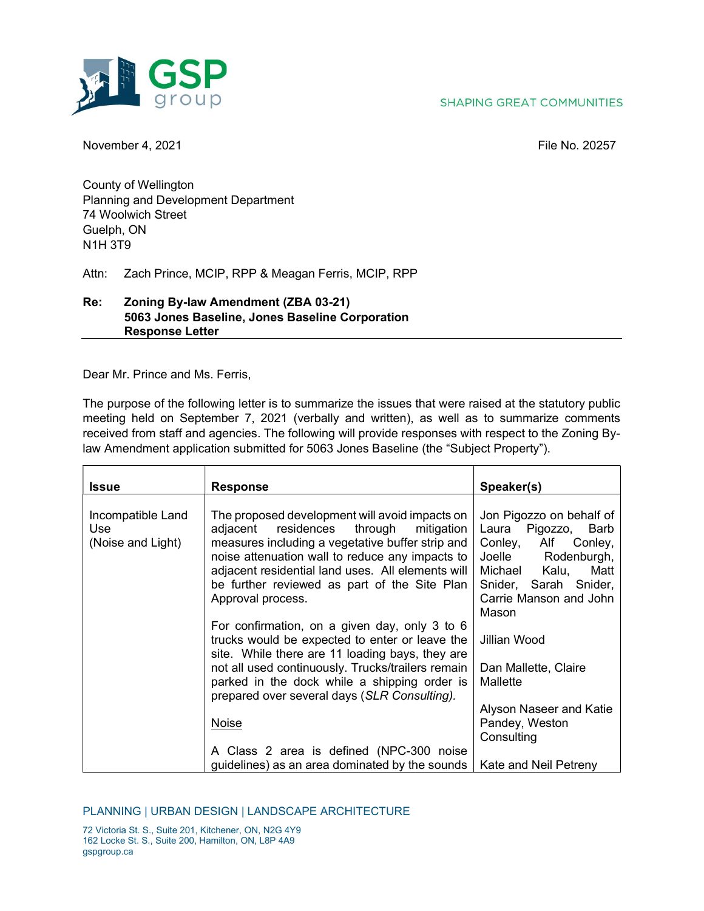November 4, 2021

File No. 20257

County of Wellington
Planning and Development Department
74 Woolwich Street
Guelph, ON
N1H 3T9

Attn: Zach Prince, MCIP, RPP & Meagan Ferris, MCIP, RPP

**Re: Zoning By-law Amendment (ZBA 03-21)**
**5063 Jones Baseline, Jones Baseline Corporation**
**Response Letter**

Dear Mr. Prince and Ms. Ferris,

The purpose of the following letter is to summarize the issues that were raised at the statutory public meeting held on September 7, 2021 (verbally and written), as well as to summarize comments received from staff and agencies. The following will provide responses with respect to the Zoning By-law Amendment application submitted for 5063 Jones Baseline (the "Subject Property").

| Issue | Response | Speaker(s) |
|---|---|---|
| Incompatible Land Use (Noise and Light) | The proposed development will avoid impacts on adjacent residences through mitigation measures including a vegetative buffer strip and noise attenuation wall to reduce any impacts to adjacent residential land uses. All elements will be further reviewed as part of the Site Plan Approval process.<br><br>For confirmation, on a given day, only 3 to 6 trucks would be expected to enter or leave the site. While there are 11 loading bays, they are not all used continuously. Trucks/trailers remain parked in the dock while a shipping order is prepared over several days (*SLR Consulting).*<br><br><u>Noise</u><br><br>A Class 2 area is defined (NPC-300 noise guidelines) as an area dominated by the sounds | Jon Pigozzo on behalf of Laura Pigozzo, Barb Conley, Alf Conley, Joelle Rodenburgh, Michael Kalu, Matt Snider, Sarah Snider, Carrie Manson and John Mason<br><br>Jillian Wood<br><br>Dan Mallette, Claire Mallette<br><br>Alyson Naseer and Katie Pandey, Weston Consulting<br><br>Kate and Neil Petreny |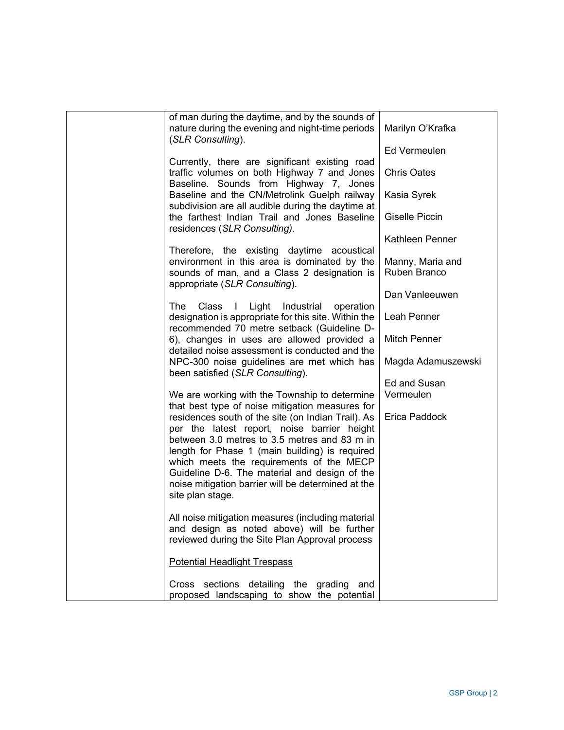|  |  |  |
|---|---|---|
|  | of man during the daytime, and by the sounds of nature during the evening and night-time periods (*SLR Consulting*).<br><br>Currently, there are significant existing road traffic volumes on both Highway 7 and Jones Baseline. Sounds from Highway 7, Jones Baseline and the CN/Metrolink Guelph railway subdivision are all audible during the daytime at the farthest Indian Trail and Jones Baseline residences (*SLR Consulting).*<br><br>Therefore, the existing daytime acoustical environment in this area is dominated by the sounds of man, and a Class 2 designation is appropriate (*SLR Consulting*).<br><br>The Class I Light Industrial operation designation is appropriate for this site. Within the recommended 70 metre setback (Guideline D-6), changes in uses are allowed provided a detailed noise assessment is conducted and the NPC-300 noise guidelines are met which has been satisfied (*SLR Consulting*).<br><br>We are working with the Township to determine that best type of noise mitigation measures for residences south of the site (on Indian Trail). As per the latest report, noise barrier height between 3.0 metres to 3.5 metres and 83 m in length for Phase 1 (main building) is required which meets the requirements of the MECP Guideline D-6. The material and design of the noise mitigation barrier will be determined at the site plan stage.<br><br>All noise mitigation measures (including material and design as noted above) will be further reviewed during the Site Plan Approval process<br><br><u>Potential Headlight Trespass</u><br><br>Cross sections detailing the grading and proposed landscaping to show the potential | Marilyn O'Krafka<br><br>Ed Vermeulen<br><br>Chris Oates<br><br>Kasia Syrek<br><br>Giselle Piccin<br><br>Kathleen Penner<br><br>Manny, Maria and Ruben Branco<br><br>Dan Vanleeuwen<br><br>Leah Penner<br><br>Mitch Penner<br><br>Magda Adamuszewski<br><br>Ed and Susan Vermeulen<br><br>Erica Paddock |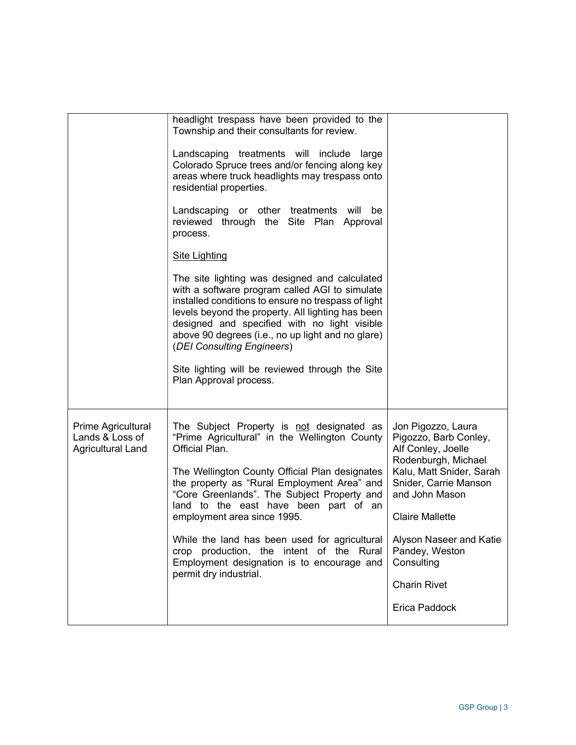| | | |
|---|---|---|
| | headlight trespass have been provided to the Township and their consultants for review.<br><br>Landscaping treatments will include large Colorado Spruce trees and/or fencing along key areas where truck headlights may trespass onto residential properties.<br><br>Landscaping or other treatments will be reviewed through the Site Plan Approval process.<br><br><u>Site Lighting</u><br><br>The site lighting was designed and calculated with a software program called AGI to simulate installed conditions to ensure no trespass of light levels beyond the property. All lighting has been designed and specified with no light visible above 90 degrees (i.e., no up light and no glare) (*DEI Consulting Engineers*)<br><br>Site lighting will be reviewed through the Site Plan Approval process. | |
| Prime Agricultural Lands & Loss of Agricultural Land | The Subject Property is <u>not</u> designated as “Prime Agricultural” in the Wellington County Official Plan.<br><br>The Wellington County Official Plan designates the property as “Rural Employment Area” and “Core Greenlands”. The Subject Property and land to the east have been part of an employment area since 1995.<br><br>While the land has been used for agricultural crop production, the intent of the Rural Employment designation is to encourage and permit dry industrial. | Jon Pigozzo, Laura Pigozzo, Barb Conley, Alf Conley, Joelle Rodenburgh, Michael Kalu, Matt Snider, Sarah Snider, Carrie Manson and John Mason<br><br>Claire Mallette<br><br>Alyson Naseer and Katie Pandey, Weston Consulting<br><br>Charin Rivet<br><br>Erica Paddock |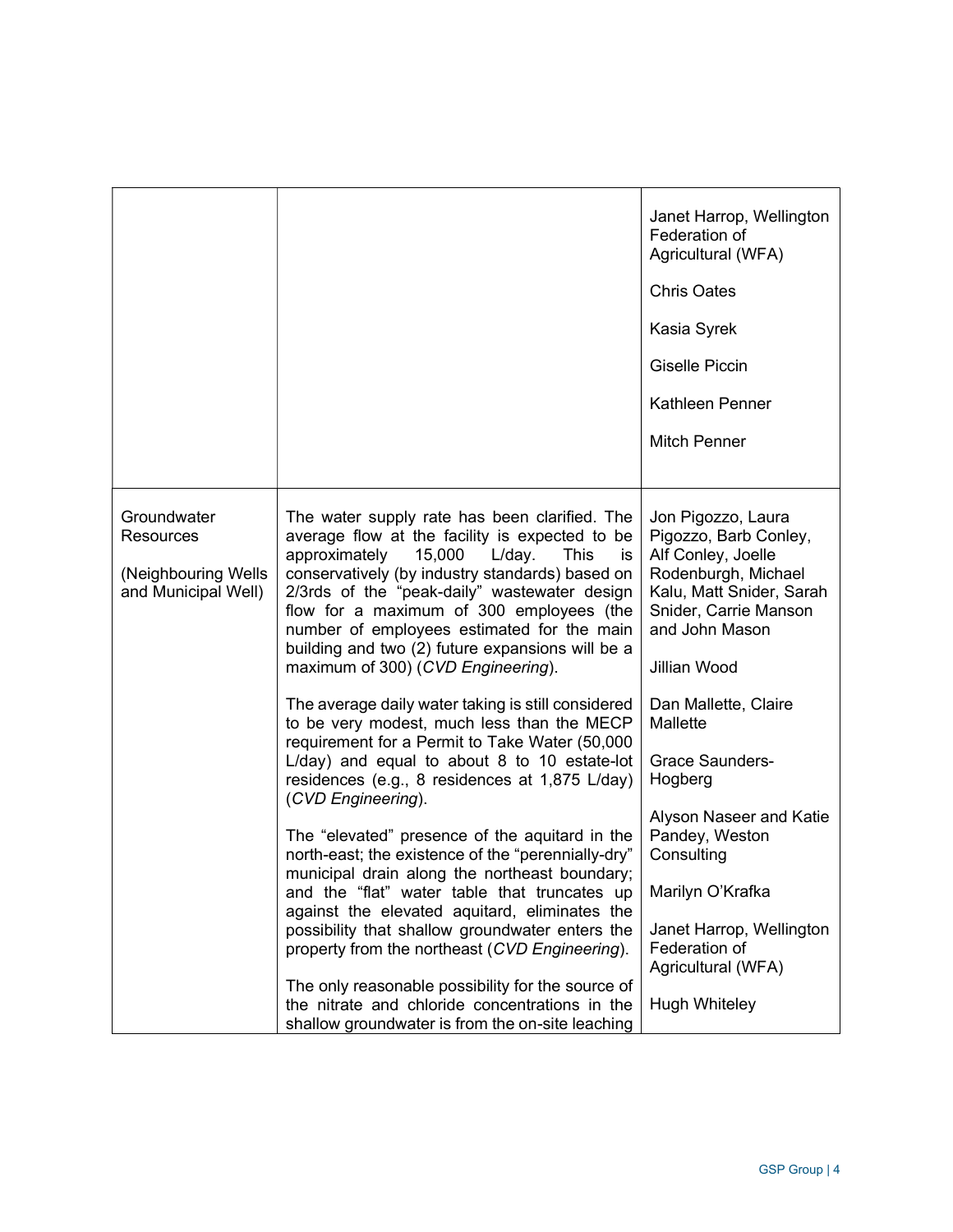| | | |
|---|---|---|
| | | Janet Harrop, Wellington Federation of Agricultural (WFA)<br><br>Chris Oates<br><br>Kasia Syrek<br><br>Giselle Piccin<br><br>Kathleen Penner<br><br>Mitch Penner |
| Groundwater Resources<br><br>(Neighbouring Wells and Municipal Well) | The water supply rate has been clarified. The average flow at the facility is expected to be approximately 15,000 L/day. This is conservatively (by industry standards) based on 2/3rds of the "peak-daily" wastewater design flow for a maximum of 300 employees (the number of employees estimated for the main building and two (2) future expansions will be a maximum of 300) (*CVD Engineering*).<br><br>The average daily water taking is still considered to be very modest, much less than the MECP requirement for a Permit to Take Water (50,000 L/day) and equal to about 8 to 10 estate-lot residences (e.g., 8 residences at 1,875 L/day) (*CVD Engineering*).<br><br>The "elevated" presence of the aquitard in the north-east; the existence of the "perennially-dry" municipal drain along the northeast boundary; and the "flat" water table that truncates up against the elevated aquitard, eliminates the possibility that shallow groundwater enters the property from the northeast (*CVD Engineering*).<br><br>The only reasonable possibility for the source of the nitrate and chloride concentrations in the shallow groundwater is from the on-site leaching | Jon Pigozzo, Laura Pigozzo, Barb Conley, Alf Conley, Joelle Rodenburgh, Michael Kalu, Matt Snider, Sarah Snider, Carrie Manson and John Mason<br><br>Jillian Wood<br><br>Dan Mallette, Claire Mallette<br><br>Grace Saunders-Hogberg<br><br>Alyson Naseer and Katie Pandey, Weston Consulting<br><br>Marilyn O'Krafka<br><br>Janet Harrop, Wellington Federation of Agricultural (WFA)<br><br>Hugh Whiteley |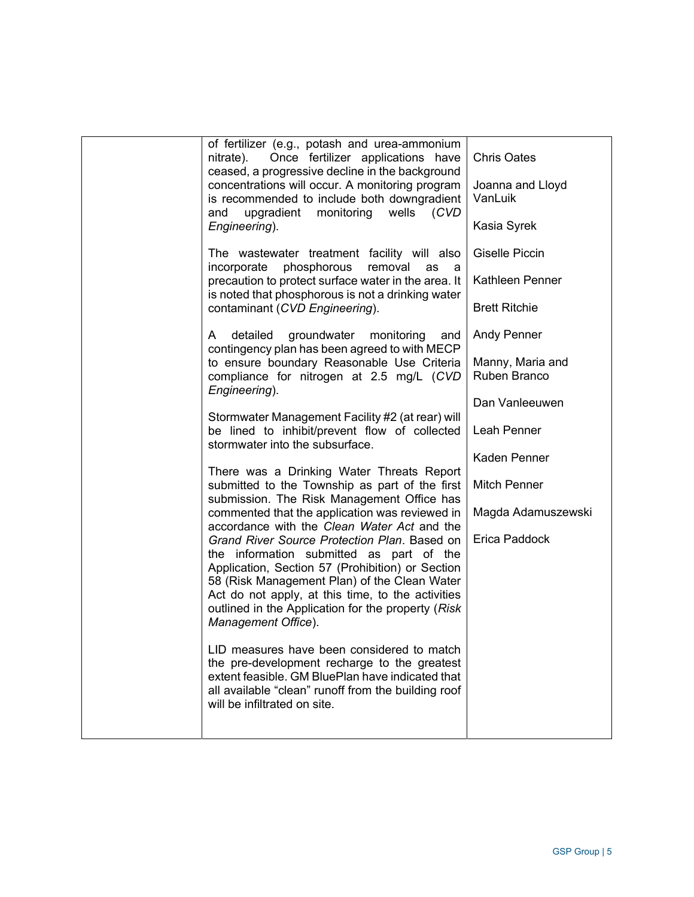| | | |
|---|---|---|
| | of fertilizer (e.g., potash and urea-ammonium nitrate). Once fertilizer applications have ceased, a progressive decline in the background concentrations will occur. A monitoring program is recommended to include both downgradient and upgradient monitoring wells (*CVD Engineering*).<br><br>The wastewater treatment facility will also incorporate phosphorous removal as a precaution to protect surface water in the area. It is noted that phosphorous is not a drinking water contaminant (*CVD Engineering*).<br><br>A detailed groundwater monitoring and contingency plan has been agreed to with MECP to ensure boundary Reasonable Use Criteria compliance for nitrogen at 2.5 mg/L (*CVD Engineering*).<br><br>Stormwater Management Facility #2 (at rear) will be lined to inhibit/prevent flow of collected stormwater into the subsurface.<br><br>There was a Drinking Water Threats Report submitted to the Township as part of the first submission. The Risk Management Office has commented that the application was reviewed in accordance with the *Clean Water Act* and the *Grand River Source Protection Plan*. Based on the information submitted as part of the Application, Section 57 (Prohibition) or Section 58 (Risk Management Plan) of the Clean Water Act do not apply, at this time, to the activities outlined in the Application for the property (*Risk Management Office*).<br><br>LID measures have been considered to match the pre-development recharge to the greatest extent feasible. GM BluePlan have indicated that all available "clean" runoff from the building roof will be infiltrated on site. | Chris Oates<br><br>Joanna and Lloyd VanLuik<br><br>Kasia Syrek<br><br>Giselle Piccin<br><br>Kathleen Penner<br><br>Brett Ritchie<br><br>Andy Penner<br><br>Manny, Maria and Ruben Branco<br><br>Dan Vanleeuwen<br><br>Leah Penner<br><br>Kaden Penner<br><br>Mitch Penner<br><br>Magda Adamuszewski<br><br>Erica Paddock |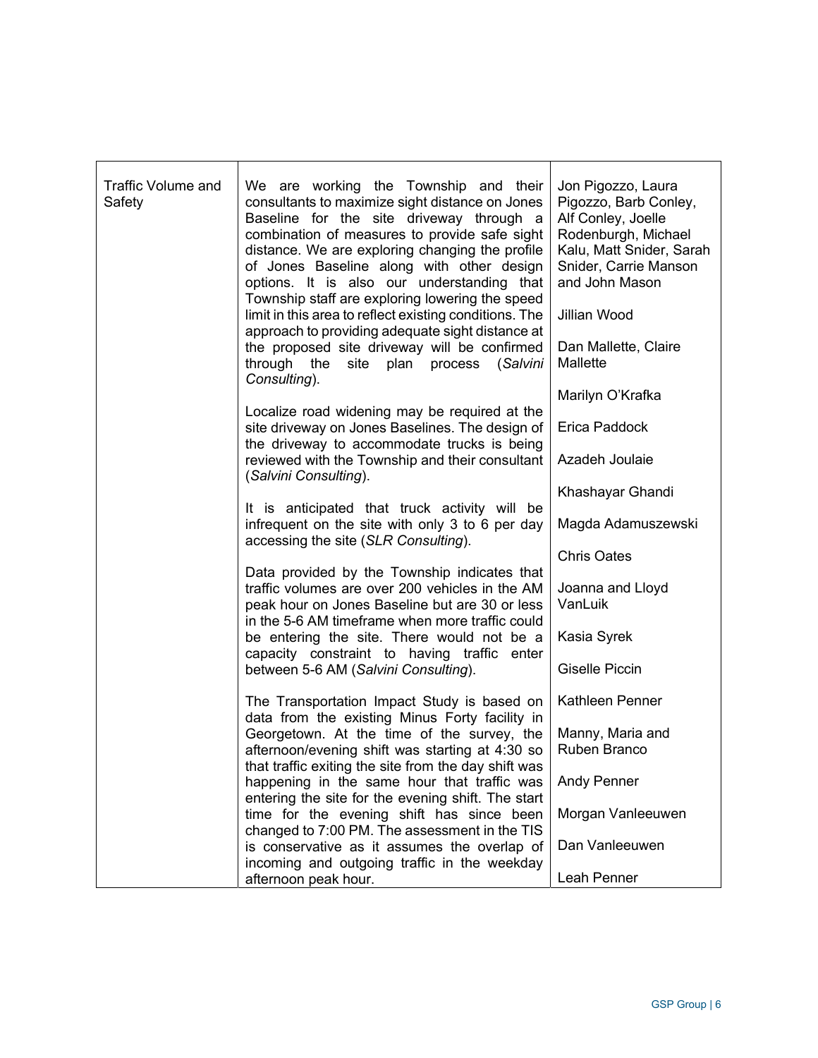| | | |
|---|---|---|
| Traffic Volume and Safety | We are working the Township and their consultants to maximize sight distance on Jones Baseline for the site driveway through a combination of measures to provide safe sight distance. We are exploring changing the profile of Jones Baseline along with other design options. It is also our understanding that Township staff are exploring lowering the speed limit in this area to reflect existing conditions. The approach to providing adequate sight distance at the proposed site driveway will be confirmed through the site plan process (*Salvini Consulting*).<br><br>Localize road widening may be required at the site driveway on Jones Baselines. The design of the driveway to accommodate trucks is being reviewed with the Township and their consultant (*Salvini Consulting*).<br><br>It is anticipated that truck activity will be infrequent on the site with only 3 to 6 per day accessing the site (*SLR Consulting*).<br><br>Data provided by the Township indicates that traffic volumes are over 200 vehicles in the AM peak hour on Jones Baseline but are 30 or less in the 5-6 AM timeframe when more traffic could be entering the site. There would not be a capacity constraint to having traffic enter between 5-6 AM (*Salvini Consulting*).<br><br>The Transportation Impact Study is based on data from the existing Minus Forty facility in Georgetown. At the time of the survey, the afternoon/evening shift was starting at 4:30 so that traffic exiting the site from the day shift was happening in the same hour that traffic was entering the site for the evening shift. The start time for the evening shift has since been changed to 7:00 PM. The assessment in the TIS is conservative as it assumes the overlap of incoming and outgoing traffic in the weekday afternoon peak hour. | Jon Pigozzo, Laura Pigozzo, Barb Conley, Alf Conley, Joelle Rodenburgh, Michael Kalu, Matt Snider, Sarah Snider, Carrie Manson and John Mason<br><br>Jillian Wood<br><br>Dan Mallette, Claire Mallette<br><br>Marilyn O'Krafka<br><br>Erica Paddock<br><br>Azadeh Joulaie<br><br>Khashayar Ghandi<br><br>Magda Adamuszewski<br><br>Chris Oates<br><br>Joanna and Lloyd VanLuik<br><br>Kasia Syrek<br><br>Giselle Piccin<br><br>Kathleen Penner<br><br>Manny, Maria and Ruben Branco<br><br>Andy Penner<br><br>Morgan Vanleeuwen<br><br>Dan Vanleeuwen<br><br>Leah Penner |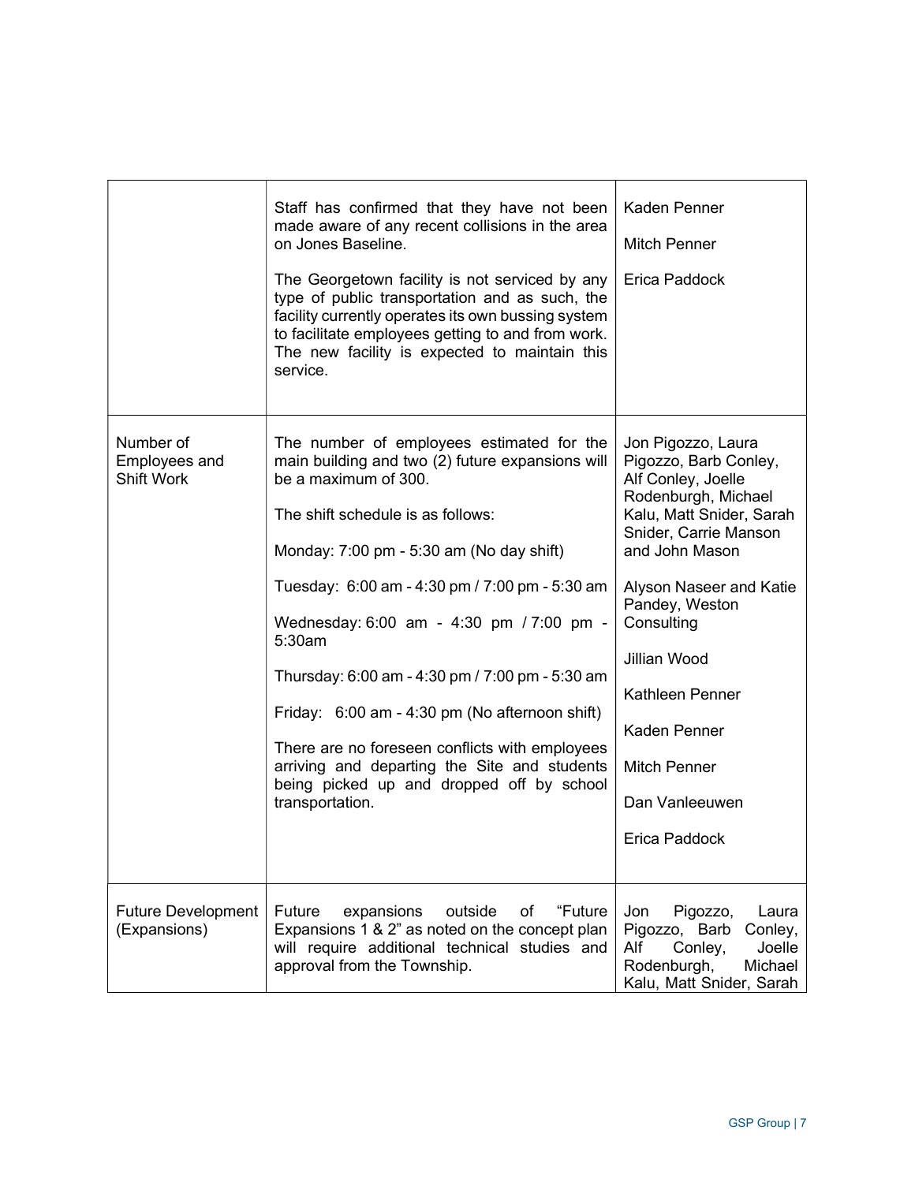| | | |
|---|---|---|
| | Staff has confirmed that they have not been made aware of any recent collisions in the area on Jones Baseline.<br><br>The Georgetown facility is not serviced by any type of public transportation and as such, the facility currently operates its own bussing system to facilitate employees getting to and from work. The new facility is expected to maintain this service. | Kaden Penner<br><br>Mitch Penner<br><br>Erica Paddock |
| Number of Employees and Shift Work | The number of employees estimated for the main building and two (2) future expansions will be a maximum of 300.<br><br>The shift schedule is as follows:<br><br>Monday: 7:00 pm - 5:30 am (No day shift)<br><br>Tuesday: 6:00 am - 4:30 pm / 7:00 pm - 5:30 am<br><br>Wednesday: 6:00 am - 4:30 pm / 7:00 pm - 5:30am<br><br>Thursday: 6:00 am - 4:30 pm / 7:00 pm - 5:30 am<br><br>Friday: 6:00 am - 4:30 pm (No afternoon shift)<br><br>There are no foreseen conflicts with employees arriving and departing the Site and students being picked up and dropped off by school transportation. | Jon Pigozzo, Laura Pigozzo, Barb Conley, Alf Conley, Joelle Rodenburgh, Michael Kalu, Matt Snider, Sarah Snider, Carrie Manson and John Mason<br><br>Alyson Naseer and Katie Pandey, Weston Consulting<br><br>Jillian Wood<br><br>Kathleen Penner<br><br>Kaden Penner<br><br>Mitch Penner<br><br>Dan Vanleeuwen<br><br>Erica Paddock |
| Future Development (Expansions) | Future expansions outside of "Future Expansions 1 & 2" as noted on the concept plan will require additional technical studies and approval from the Township. | Jon Pigozzo, Laura Pigozzo, Barb Conley, Alf Conley, Joelle Rodenburgh, Michael Kalu, Matt Snider, Sarah |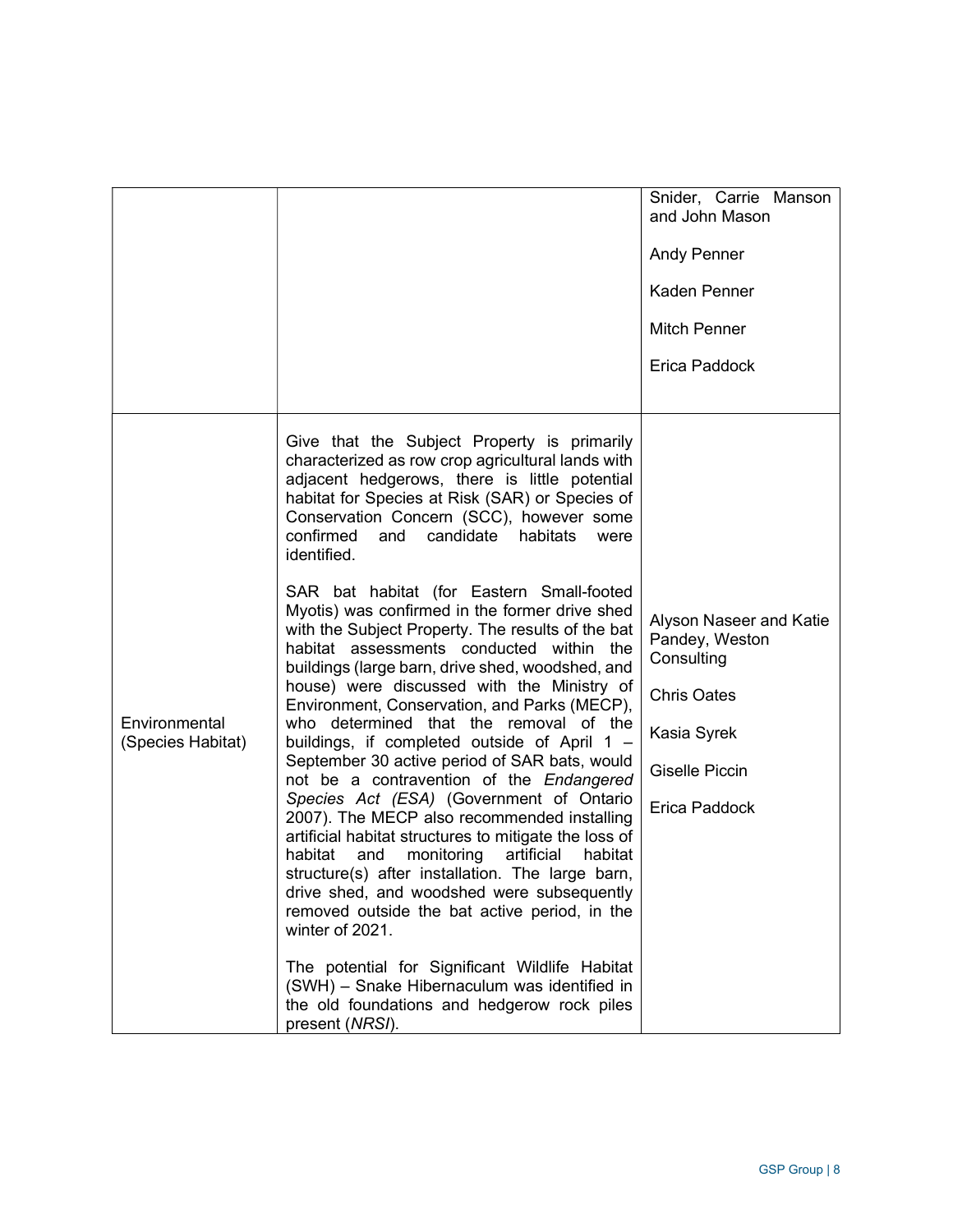| | | |
|---|---|---|
| | | Snider, Carrie Manson and John Mason<br><br>Andy Penner<br><br>Kaden Penner<br><br>Mitch Penner<br><br>Erica Paddock |
| Environmental (Species Habitat) | Give that the Subject Property is primarily characterized as row crop agricultural lands with adjacent hedgerows, there is little potential habitat for Species at Risk (SAR) or Species of Conservation Concern (SCC), however some confirmed and candidate habitats were identified.<br><br>SAR bat habitat (for Eastern Small-footed Myotis) was confirmed in the former drive shed with the Subject Property. The results of the bat habitat assessments conducted within the buildings (large barn, drive shed, woodshed, and house) were discussed with the Ministry of Environment, Conservation, and Parks (MECP), who determined that the removal of the buildings, if completed outside of April 1 – September 30 active period of SAR bats, would not be a contravention of the *Endangered Species Act (ESA)* (Government of Ontario 2007). The MECP also recommended installing artificial habitat structures to mitigate the loss of habitat and monitoring artificial habitat structure(s) after installation. The large barn, drive shed, and woodshed were subsequently removed outside the bat active period, in the winter of 2021.<br><br>The potential for Significant Wildlife Habitat (SWH) – Snake Hibernaculum was identified in the old foundations and hedgerow rock piles present (*NRSI*). | Alyson Naseer and Katie Pandey, Weston Consulting<br><br>Chris Oates<br><br>Kasia Syrek<br><br>Giselle Piccin<br><br>Erica Paddock |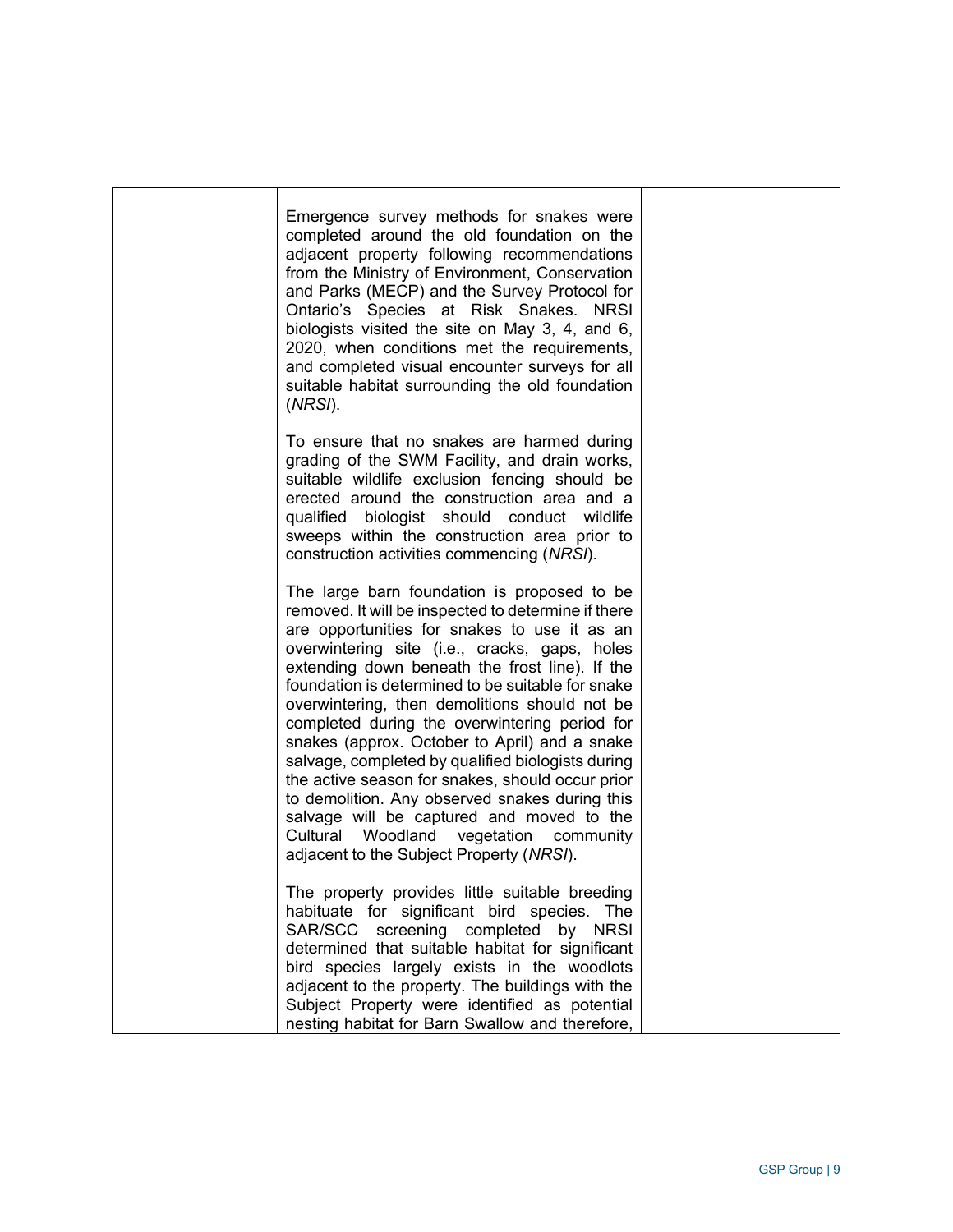| | | |
|---|---|---|
| | Emergence survey methods for snakes were completed around the old foundation on the adjacent property following recommendations from the Ministry of Environment, Conservation and Parks (MECP) and the Survey Protocol for Ontario's Species at Risk Snakes. NRSI biologists visited the site on May 3, 4, and 6, 2020, when conditions met the requirements, and completed visual encounter surveys for all suitable habitat surrounding the old foundation (*NRSI*).<br><br>To ensure that no snakes are harmed during grading of the SWM Facility, and drain works, suitable wildlife exclusion fencing should be erected around the construction area and a qualified biologist should conduct wildlife sweeps within the construction area prior to construction activities commencing (*NRSI*).<br><br>The large barn foundation is proposed to be removed. It will be inspected to determine if there are opportunities for snakes to use it as an overwintering site (i.e., cracks, gaps, holes extending down beneath the frost line). If the foundation is determined to be suitable for snake overwintering, then demolitions should not be completed during the overwintering period for snakes (approx. October to April) and a snake salvage, completed by qualified biologists during the active season for snakes, should occur prior to demolition. Any observed snakes during this salvage will be captured and moved to the Cultural Woodland vegetation community adjacent to the Subject Property (*NRSI*).<br><br>The property provides little suitable breeding habituate for significant bird species. The SAR/SCC screening completed by NRSI determined that suitable habitat for significant bird species largely exists in the woodlots adjacent to the property. The buildings with the Subject Property were identified as potential nesting habitat for Barn Swallow and therefore, | |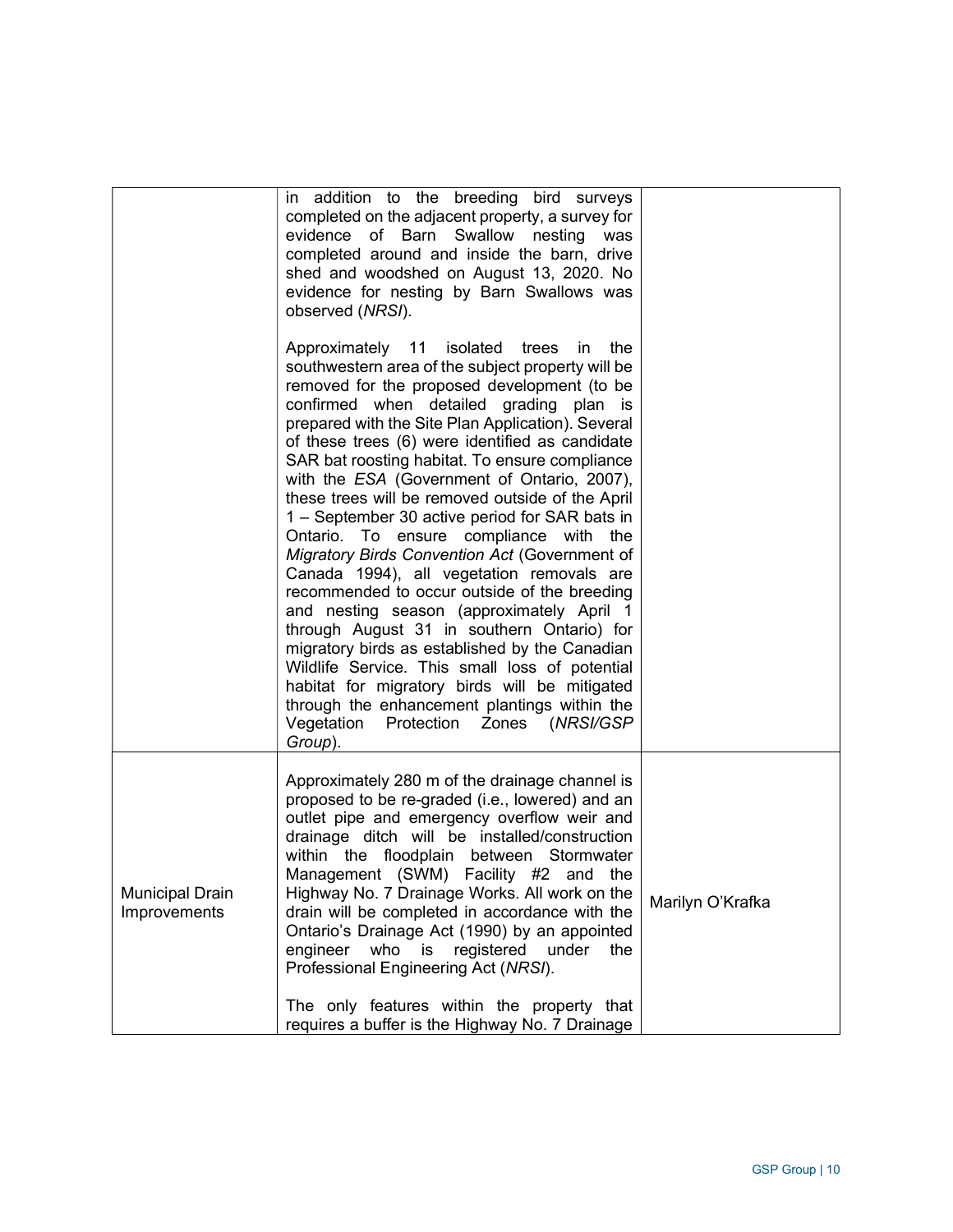| | | |
|---|---|---|
| | in addition to the breeding bird surveys completed on the adjacent property, a survey for evidence of Barn Swallow nesting was completed around and inside the barn, drive shed and woodshed on August 13, 2020. No evidence for nesting by Barn Swallows was observed (*NRSI*).<br><br>Approximately 11 isolated trees in the southwestern area of the subject property will be removed for the proposed development (to be confirmed when detailed grading plan is prepared with the Site Plan Application). Several of these trees (6) were identified as candidate SAR bat roosting habitat. To ensure compliance with the *ESA* (Government of Ontario, 2007), these trees will be removed outside of the April 1 – September 30 active period for SAR bats in Ontario. To ensure compliance with the *Migratory Birds Convention Act* (Government of Canada 1994), all vegetation removals are recommended to occur outside of the breeding and nesting season (approximately April 1 through August 31 in southern Ontario) for migratory birds as established by the Canadian Wildlife Service. This small loss of potential habitat for migratory birds will be mitigated through the enhancement plantings within the Vegetation Protection Zones (*NRSI/GSP Group*). | |
| Municipal Drain Improvements | Approximately 280 m of the drainage channel is proposed to be re-graded (i.e., lowered) and an outlet pipe and emergency overflow weir and drainage ditch will be installed/construction within the floodplain between Stormwater Management (SWM) Facility #2 and the Highway No. 7 Drainage Works. All work on the drain will be completed in accordance with the Ontario's Drainage Act (1990) by an appointed engineer who is registered under the Professional Engineering Act (*NRSI*).<br><br>The only features within the property that requires a buffer is the Highway No. 7 Drainage | Marilyn O'Krafka |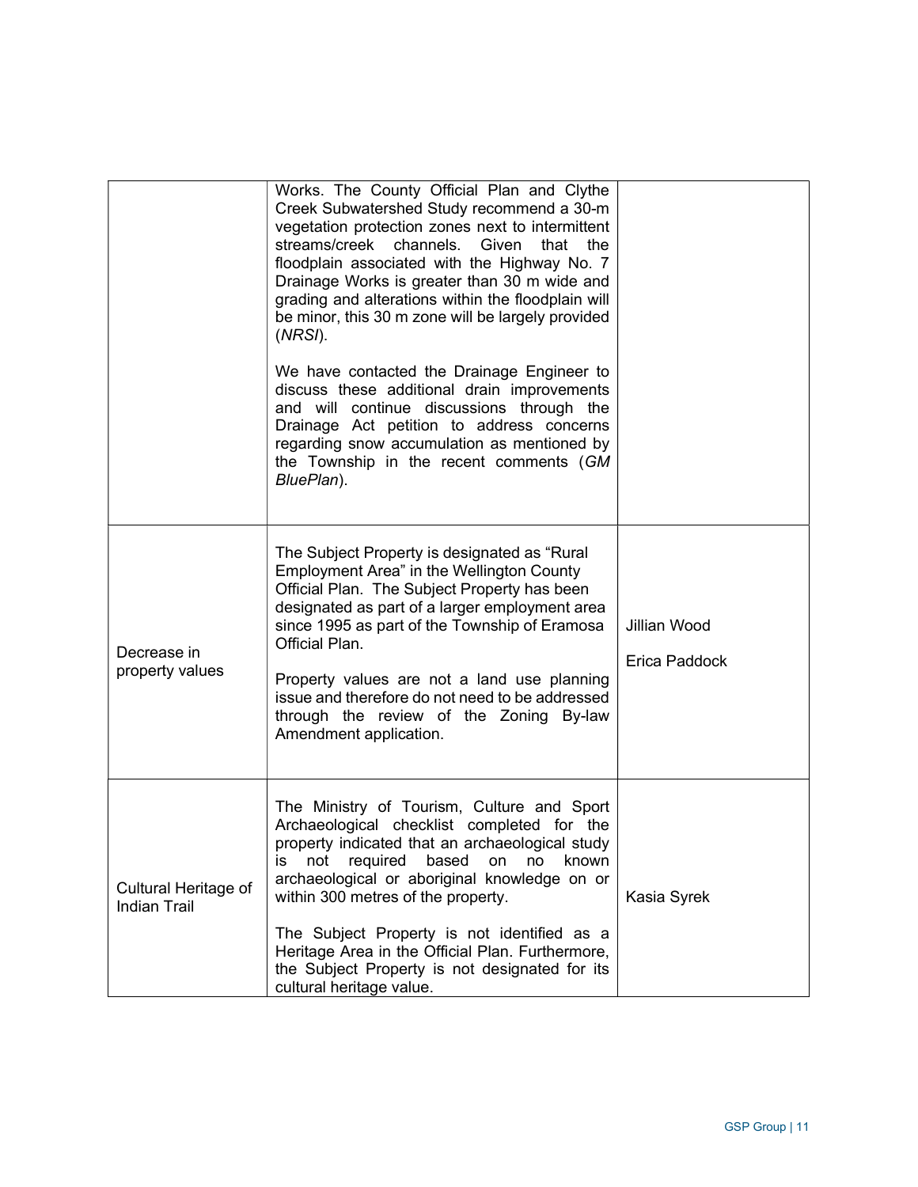| | | |
|---|---|---|
| | Works. The County Official Plan and Clythe Creek Subwatershed Study recommend a 30-m vegetation protection zones next to intermittent streams/creek channels. Given that the floodplain associated with the Highway No. 7 Drainage Works is greater than 30 m wide and grading and alterations within the floodplain will be minor, this 30 m zone will be largely provided (*NRSI*).<br><br>We have contacted the Drainage Engineer to discuss these additional drain improvements and will continue discussions through the Drainage Act petition to address concerns regarding snow accumulation as mentioned by the Township in the recent comments (*GM BluePlan*). | |
| Decrease in property values | The Subject Property is designated as "Rural Employment Area" in the Wellington County Official Plan. The Subject Property has been designated as part of a larger employment area since 1995 as part of the Township of Eramosa Official Plan.<br><br>Property values are not a land use planning issue and therefore do not need to be addressed through the review of the Zoning By-law Amendment application. | Jillian Wood<br><br>Erica Paddock |
| Cultural Heritage of Indian Trail | The Ministry of Tourism, Culture and Sport Archaeological checklist completed for the property indicated that an archaeological study is not required based on no known archaeological or aboriginal knowledge on or within 300 metres of the property.<br><br>The Subject Property is not identified as a Heritage Area in the Official Plan. Furthermore, the Subject Property is not designated for its cultural heritage value. | Kasia Syrek |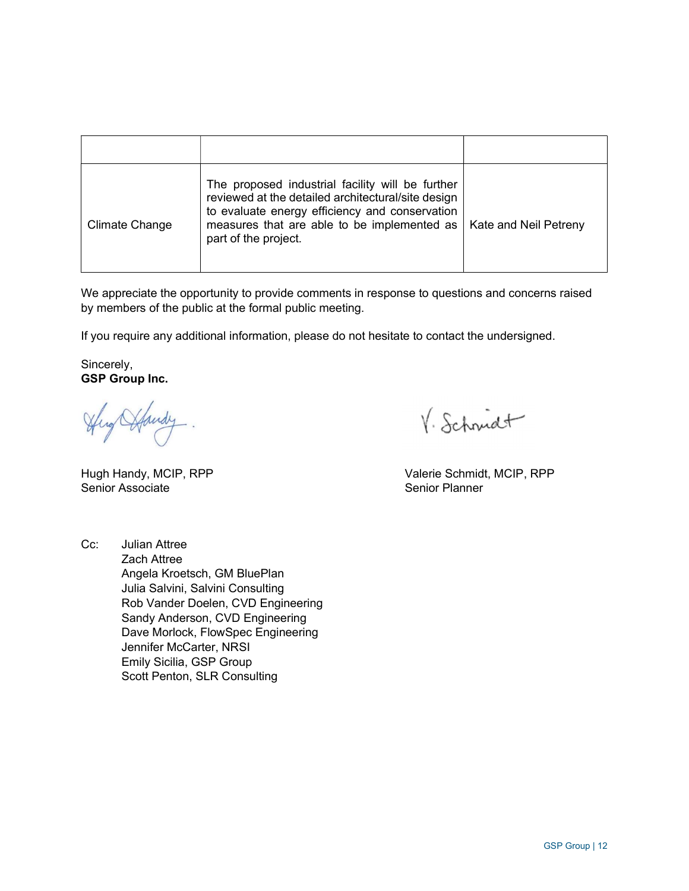| | | |
|---|---|---|
| Climate Change | The proposed industrial facility will be further reviewed at the detailed architectural/site design to evaluate energy efficiency and conservation measures that are able to be implemented as part of the project. | Kate and Neil Petreny |

We appreciate the opportunity to provide comments in response to questions and concerns raised by members of the public at the formal public meeting.

If you require any additional information, please do not hesitate to contact the undersigned.

Sincerely,
**GSP Group Inc.**

Hugh Handy, MCIP, RPP
Senior Associate

Valerie Schmidt, MCIP, RPP
Senior Planner

Cc: Julian Attree
Zach Attree
Angela Kroetsch, GM BluePlan
Julia Salvini, Salvini Consulting
Rob Vander Doelen, CVD Engineering
Sandy Anderson, CVD Engineering
Dave Morlock, FlowSpec Engineering
Jennifer McCarter, NRSI
Emily Sicilia, GSP Group
Scott Penton, SLR Consulting